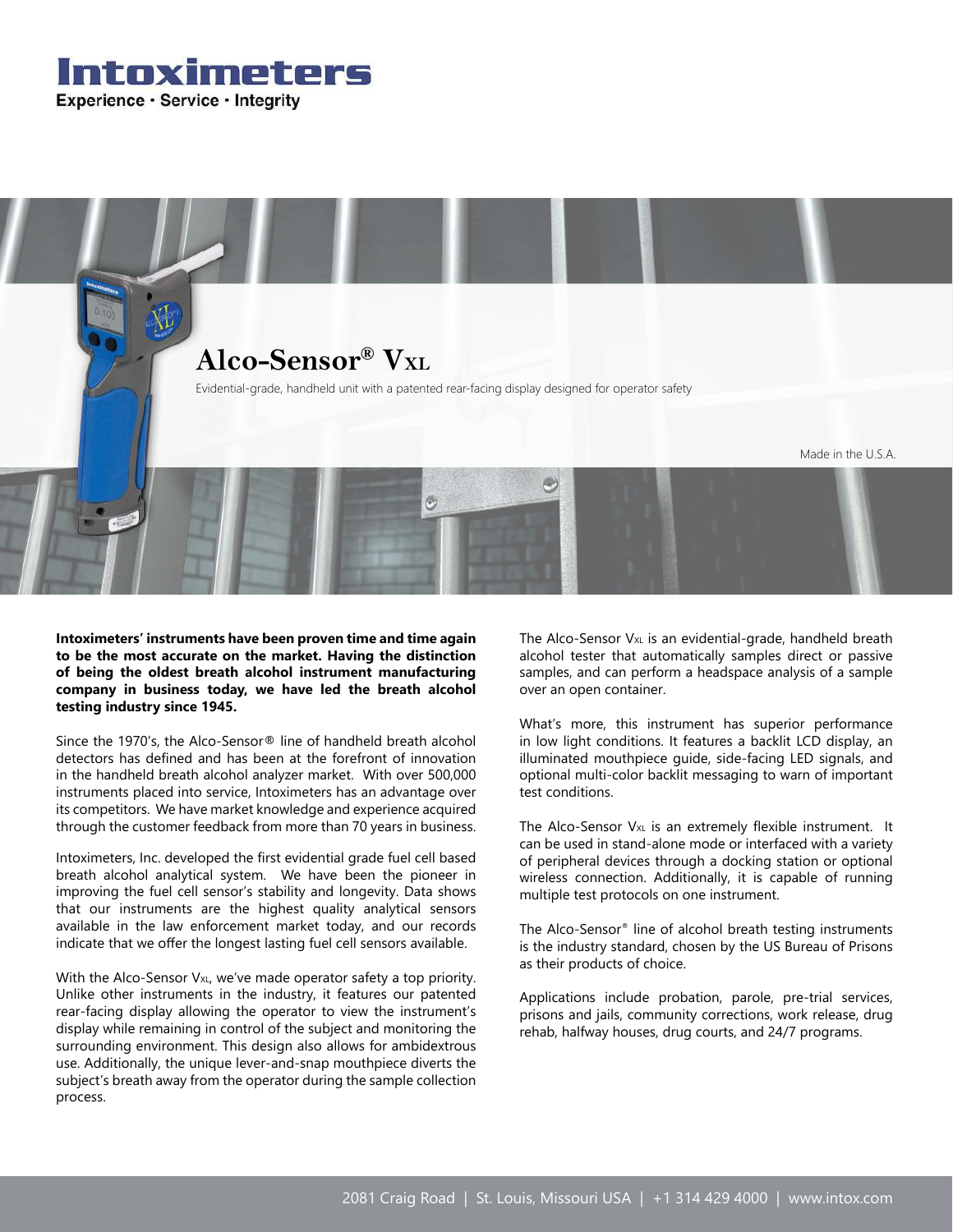# Intoximeters

**Experience · Service · Integrity**

## Alco-Sensor® VXL

Evidential-grade, handheld unit with a patented rear-facing display designed for operator safety

Made in the U.S.A.

**Intoximeters' instruments have been proven time and time again to be the most accurate on the market. Having the distinction of being the oldest breath alcohol instrument manufacturing company in business today, we have led the breath alcohol testing industry since 1945.**

Since the 1970's, the Alco-Sensor® line of handheld breath alcohol detectors has defined and has been at the forefront of innovation in the handheld breath alcohol analyzer market. With over 500,000 instruments placed into service, Intoximeters has an advantage over its competitors. We have market knowledge and experience acquired through the customer feedback from more than 70 years in business.

Intoximeters, Inc. developed the first evidential grade fuel cell based breath alcohol analytical system. We have been the pioneer in improving the fuel cell sensor's stability and longevity. Data shows that our instruments are the highest quality analytical sensors available in the law enforcement market today, and our records indicate that we offer the longest lasting fuel cell sensors available.

With the Alco-Sensor VXL, we've made operator safety a top priority. Unlike other instruments in the industry, it features our patented rear-facing display allowing the operator to view the instrument's display while remaining in control of the subject and monitoring the surrounding environment. This design also allows for ambidextrous use. Additionally, the unique lever-and-snap mouthpiece diverts the subject's breath away from the operator during the sample collection process.

The Alco-Sensor VXL is an evidential-grade, handheld breath alcohol tester that automatically samples direct or passive samples, and can perform a headspace analysis of a sample over an open container.

What's more, this instrument has superior performance in low light conditions. It features a backlit LCD display, an illuminated mouthpiece guide, side-facing LED signals, and optional multi-color backlit messaging to warn of important test conditions.

The Alco-Sensor VXL is an extremely flexible instrument. It can be used in stand-alone mode or interfaced with a variety of peripheral devices through a docking station or optional wireless connection. Additionally, it is capable of running multiple test protocols on one instrument.

The Alco-Sensor® line of alcohol breath testing instruments is the industry standard, chosen by the US Bureau of Prisons as their products of choice.

Applications include probation, parole, pre-trial services, prisons and jails, community corrections, work release, drug rehab, halfway houses, drug courts, and 24/7 programs.

2081 Craig Road | St. Louis, Missouri USA | +1 314 429 4000 | www.intox.com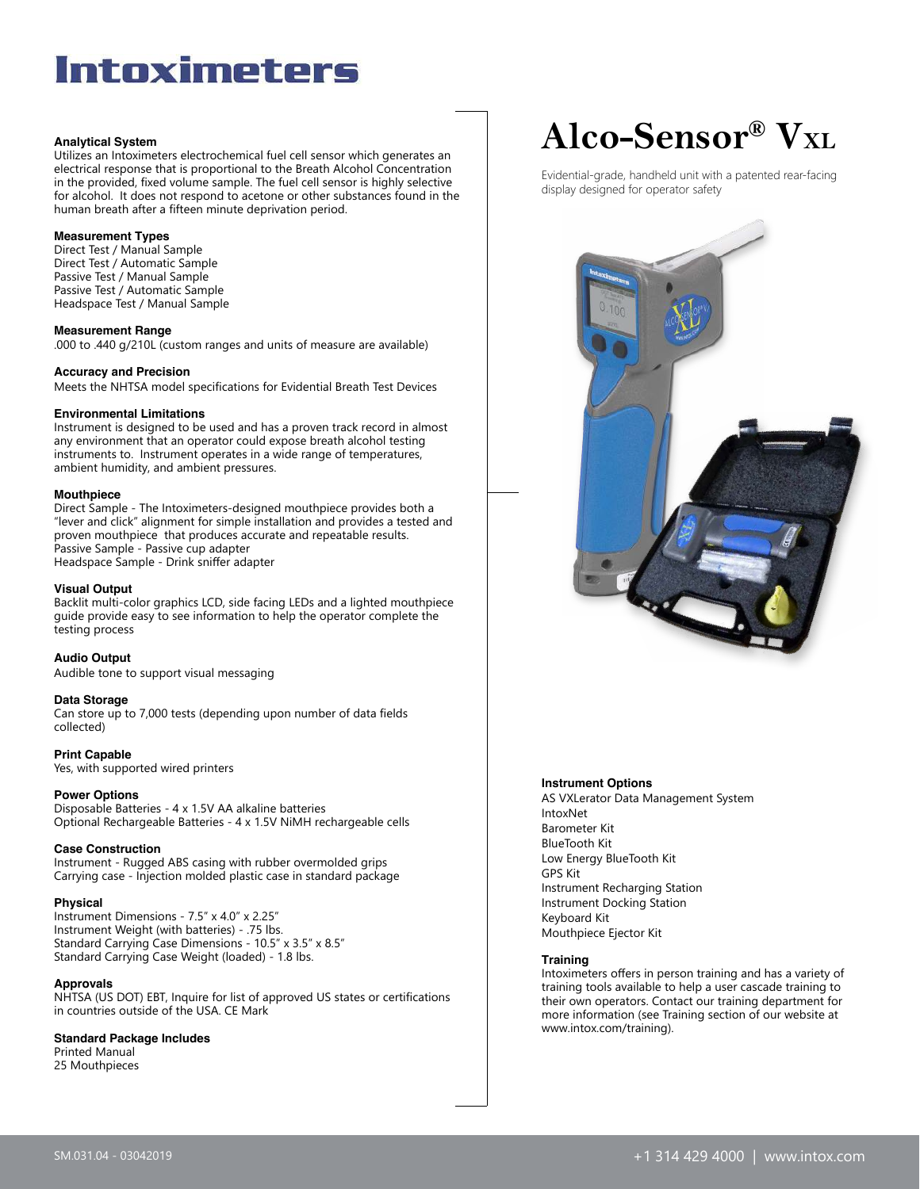# Intoximeters

# Alco-Sensor® VXL

Evidential-grade, handheld unit with a patented rear-facing display designed for operator safety

### Analytical System

Utilizes an Intoximeters electrochemical fuel cell sensor which generates an electrical response that is proportional to the Breath Alcohol Concentration in the provided, fixed volume sample. The fuel cell sensor is highly selective for alcohol. It does not respond to acetone or other substances found in the human breath after a fifteen minute deprivation period.

### Measurement Types

Direct Test / Manual Sample
Direct Test / Automatic Sample
Passive Test / Manual Sample
Passive Test / Automatic Sample
Headspace Test / Manual Sample

### Measurement Range

.000 to .440 g/210L (custom ranges and units of measure are available)

### Accuracy and Precision

Meets the NHTSA model specifications for Evidential Breath Test Devices

### Environmental Limitations

Instrument is designed to be used and has a proven track record in almost any environment that an operator could expose breath alcohol testing instruments to. Instrument operates in a wide range of temperatures, ambient humidity, and ambient pressures.

### Mouthpiece

Direct Sample - The Intoximeters-designed mouthpiece provides both a "lever and click" alignment for simple installation and provides a tested and proven mouthpiece that produces accurate and repeatable results.
Passive Sample - Passive cup adapter
Headspace Sample - Drink sniffer adapter

### Visual Output

Backlit multi-color graphics LCD, side facing LEDs and a lighted mouthpiece guide provide easy to see information to help the operator complete the testing process

### Audio Output

Audible tone to support visual messaging

### Data Storage

Can store up to 7,000 tests (depending upon number of data fields collected)

### Print Capable

Yes, with supported wired printers

### Power Options

Disposable Batteries - 4 x 1.5V AA alkaline batteries
Optional Rechargeable Batteries - 4 x 1.5V NiMH rechargeable cells

### Case Construction

Instrument - Rugged ABS casing with rubber overmolded grips
Carrying case - Injection molded plastic case in standard package

### Physical

Instrument Dimensions - 7.5" x 4.0" x 2.25"
Instrument Weight (with batteries) - .75 lbs.
Standard Carrying Case Dimensions - 10.5" x 3.5" x 8.5"
Standard Carrying Case Weight (loaded) - 1.8 lbs.

### Approvals

NHTSA (US DOT) EBT, Inquire for list of approved US states or certifications in countries outside of the USA. CE Mark

### Standard Package Includes

Printed Manual
25 Mouthpieces

### Instrument Options

AS VXLerator Data Management System
IntoxNet
Barometer Kit
BlueTooth Kit
Low Energy BlueTooth Kit
GPS Kit
Instrument Recharging Station
Instrument Docking Station
Keyboard Kit
Mouthpiece Ejector Kit

### Training

Intoximeters offers in person training and has a variety of training tools available to help a user cascade training to their own operators. Contact our training department for more information (see Training section of our website at www.intox.com/training).

SM.031.04 - 03042019

+1 314 429 4000 | www.intox.com